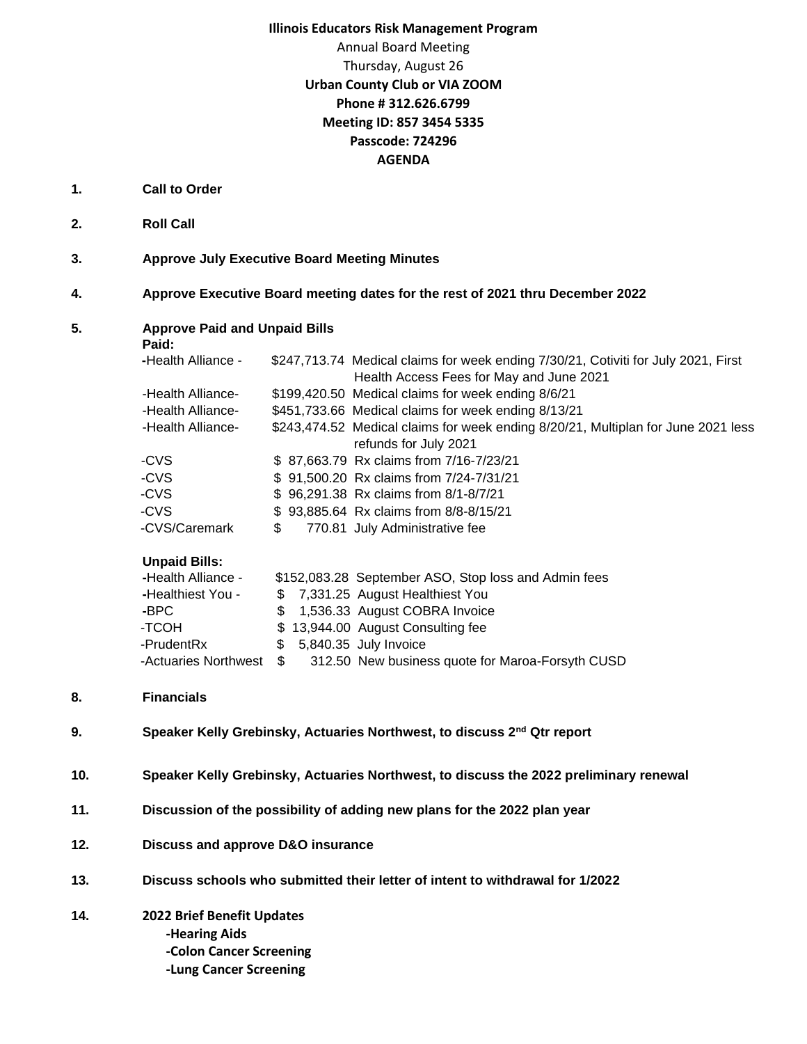**Illinois Educators Risk Management Program**
Annual Board Meeting
Thursday, August 26
**Urban County Club or VIA ZOOM**
**Phone # 312.626.6799**
**Meeting ID: 857 3454 5335**
**Passcode: 724296**
**AGENDA**

1. **Call to Order**

2. **Roll Call**

3. **Approve July Executive Board Meeting Minutes**

4. **Approve Executive Board meeting dates for the rest of 2021 thru December 2022**

5. **Approve Paid and Unpaid Bills**

**Paid:**

| | | |
|---|---|---|
| -Health Alliance - | $247,713.74 | Medical claims for week ending 7/30/21, Cotiviti for July 2021, First Health Access Fees for May and June 2021 |
| -Health Alliance- | $199,420.50 | Medical claims for week ending 8/6/21 |
| -Health Alliance- | $451,733.66 | Medical claims for week ending 8/13/21 |
| -Health Alliance- | $243,474.52 | Medical claims for week ending 8/20/21, Multiplan for June 2021 less refunds for July 2021 |
| -CVS | $ 87,663.79 | Rx claims from 7/16-7/23/21 |
| -CVS | $ 91,500.20 | Rx claims from 7/24-7/31/21 |
| -CVS | $ 96,291.38 | Rx claims from 8/1-8/7/21 |
| -CVS | $ 93,885.64 | Rx claims from 8/8-8/15/21 |
| -CVS/Caremark | $ 770.81 | July Administrative fee |

**Unpaid Bills:**

| | | |
|---|---|---|
| -Health Alliance - | $152,083.28 | September ASO, Stop loss and Admin fees |
| -Healthiest You - | $ 7,331.25 | August Healthiest You |
| -BPC | $ 1,536.33 | August COBRA Invoice |
| -TCOH | $ 13,944.00 | August Consulting fee |
| -PrudentRx | $ 5,840.35 | July Invoice |
| -Actuaries Northwest | $ 312.50 | New business quote for Maroa-Forsyth CUSD |

8. **Financials**

9. **Speaker Kelly Grebinsky, Actuaries Northwest, to discuss 2nd Qtr report**

10. **Speaker Kelly Grebinsky, Actuaries Northwest, to discuss the 2022 preliminary renewal**

11. **Discussion of the possibility of adding new plans for the 2022 plan year**

12. **Discuss and approve D&O insurance**

13. **Discuss schools who submitted their letter of intent to withdrawal for 1/2022**

14. **2022 Brief Benefit Updates**
    - **-Hearing Aids**
    - **-Colon Cancer Screening**
    - **-Lung Cancer Screening**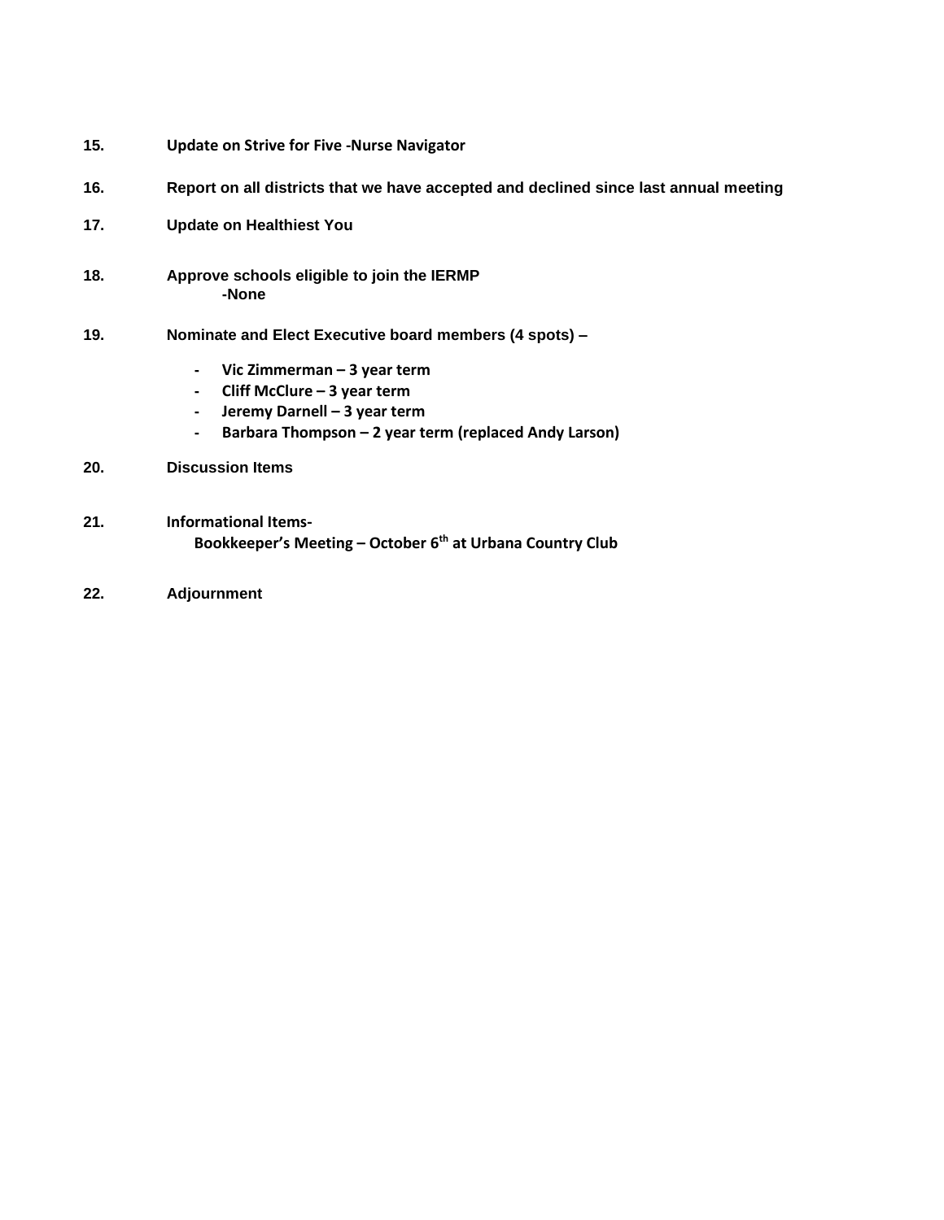15. **Update on Strive for Five -Nurse Navigator**

16. **Report on all districts that we have accepted and declined since last annual meeting**

17. **Update on Healthiest You**

18. **Approve schools eligible to join the IERMP**
    **-None**

19. **Nominate and Elect Executive board members (4 spots) –**

    - **Vic Zimmerman – 3 year term**
    - **Cliff McClure – 3 year term**
    - **Jeremy Darnell – 3 year term**
    - **Barbara Thompson – 2 year term (replaced Andy Larson)**

20. **Discussion Items**

21. **Informational Items-**
    **Bookkeeper's Meeting – October 6th at Urbana Country Club**

22. **Adjournment**